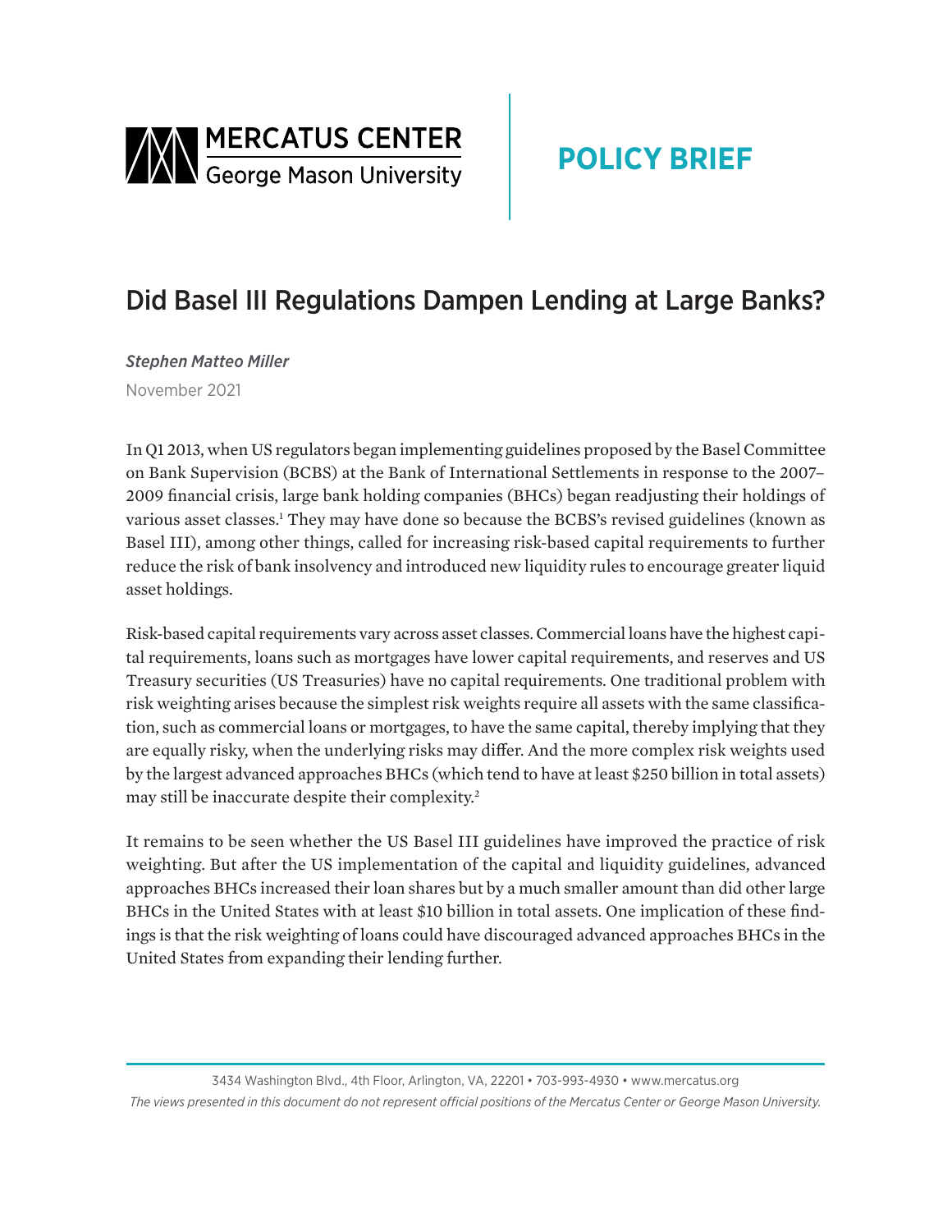MERCATUS CENTER
George Mason University

**POLICY BRIEF**

# Did Basel III Regulations Dampen Lending at Large Banks?

*Stephen Matteo Miller*

November 2021

In Q1 2013, when US regulators began implementing guidelines proposed by the Basel Committee on Bank Supervision (BCBS) at the Bank of International Settlements in response to the 2007–2009 financial crisis, large bank holding companies (BHCs) began readjusting their holdings of various asset classes.[1] They may have done so because the BCBS's revised guidelines (known as Basel III), among other things, called for increasing risk-based capital requirements to further reduce the risk of bank insolvency and introduced new liquidity rules to encourage greater liquid asset holdings.

Risk-based capital requirements vary across asset classes. Commercial loans have the highest capital requirements, loans such as mortgages have lower capital requirements, and reserves and US Treasury securities (US Treasuries) have no capital requirements. One traditional problem with risk weighting arises because the simplest risk weights require all assets with the same classification, such as commercial loans or mortgages, to have the same capital, thereby implying that they are equally risky, when the underlying risks may differ. And the more complex risk weights used by the largest advanced approaches BHCs (which tend to have at least $250 billion in total assets) may still be inaccurate despite their complexity.[2]

It remains to be seen whether the US Basel III guidelines have improved the practice of risk weighting. But after the US implementation of the capital and liquidity guidelines, advanced approaches BHCs increased their loan shares but by a much smaller amount than did other large BHCs in the United States with at least $10 billion in total assets. One implication of these findings is that the risk weighting of loans could have discouraged advanced approaches BHCs in the United States from expanding their lending further.

3434 Washington Blvd., 4th Floor, Arlington, VA, 22201 • 703-993-4930 • www.mercatus.org

*The views presented in this document do not represent official positions of the Mercatus Center or George Mason University.*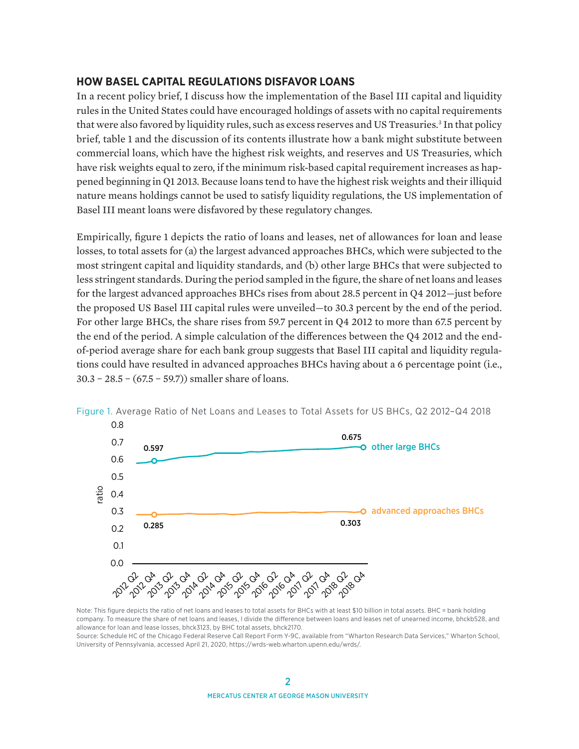## HOW BASEL CAPITAL REGULATIONS DISFAVOR LOANS

In a recent policy brief, I discuss how the implementation of the Basel III capital and liquidity rules in the United States could have encouraged holdings of assets with no capital requirements that were also favored by liquidity rules, such as excess reserves and US Treasuries.[3] In that policy brief, table 1 and the discussion of its contents illustrate how a bank might substitute between commercial loans, which have the highest risk weights, and reserves and US Treasuries, which have risk weights equal to zero, if the minimum risk-based capital requirement increases as happened beginning in Q1 2013. Because loans tend to have the highest risk weights and their illiquid nature means holdings cannot be used to satisfy liquidity regulations, the US implementation of Basel III meant loans were disfavored by these regulatory changes.

Empirically, figure 1 depicts the ratio of loans and leases, net of allowances for loan and lease losses, to total assets for (a) the largest advanced approaches BHCs, which were subjected to the most stringent capital and liquidity standards, and (b) other large BHCs that were subjected to less stringent standards. During the period sampled in the figure, the share of net loans and leases for the largest advanced approaches BHCs rises from about 28.5 percent in Q4 2012—just before the proposed US Basel III capital rules were unveiled—to 30.3 percent by the end of the period. For other large BHCs, the share rises from 59.7 percent in Q4 2012 to more than 67.5 percent by the end of the period. A simple calculation of the differences between the Q4 2012 and the end-of-period average share for each bank group suggests that Basel III capital and liquidity regulations could have resulted in advanced approaches BHCs having about a 6 percentage point (i.e., 30.3 – 28.5 – (67.5 – 59.7)) smaller share of loans.

Figure 1. Average Ratio of Net Loans and Leases to Total Assets for US BHCs, Q2 2012–Q4 2018

Note: This figure depicts the ratio of net loans and leases to total assets for BHCs with at least $10 billion in total assets. BHC = bank holding company. To measure the share of net loans and leases, I divide the difference between loans and leases net of unearned income, bhckb528, and allowance for loan and lease losses, bhck3123, by BHC total assets, bhck2170.

Source: Schedule HC of the Chicago Federal Reserve Call Report Form Y-9C, available from "Wharton Research Data Services," Wharton School, University of Pennsylvania, accessed April 21, 2020, https://wrds-web.wharton.upenn.edu/wrds/.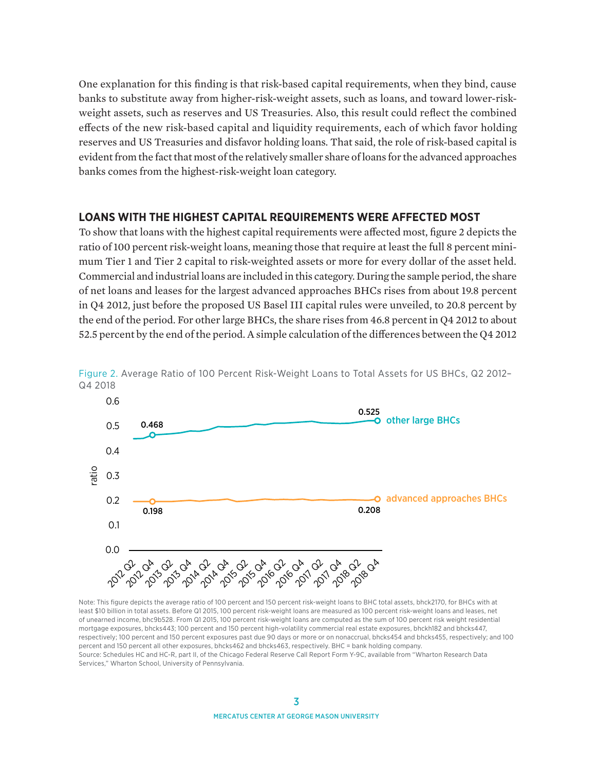One explanation for this finding is that risk-based capital requirements, when they bind, cause banks to substitute away from higher-risk-weight assets, such as loans, and toward lower-risk-weight assets, such as reserves and US Treasuries. Also, this result could reflect the combined effects of the new risk-based capital and liquidity requirements, each of which favor holding reserves and US Treasuries and disfavor holding loans. That said, the role of risk-based capital is evident from the fact that most of the relatively smaller share of loans for the advanced approaches banks comes from the highest-risk-weight loan category.

## LOANS WITH THE HIGHEST CAPITAL REQUIREMENTS WERE AFFECTED MOST

To show that loans with the highest capital requirements were affected most, figure 2 depicts the ratio of 100 percent risk-weight loans, meaning those that require at least the full 8 percent minimum Tier 1 and Tier 2 capital to risk-weighted assets or more for every dollar of the asset held. Commercial and industrial loans are included in this category. During the sample period, the share of net loans and leases for the largest advanced approaches BHCs rises from about 19.8 percent in Q4 2012, just before the proposed US Basel III capital rules were unveiled, to 20.8 percent by the end of the period. For other large BHCs, the share rises from 46.8 percent in Q4 2012 to about 52.5 percent by the end of the period. A simple calculation of the differences between the Q4 2012

Figure 2. Average Ratio of 100 Percent Risk-Weight Loans to Total Assets for US BHCs, Q2 2012–Q4 2018

Note: This figure depicts the average ratio of 100 percent and 150 percent risk-weight loans to BHC total assets, bhck2170, for BHCs with at least $10 billion in total assets. Before Q1 2015, 100 percent risk-weight loans are measured as 100 percent risk-weight loans and leases, net of unearned income, bhc9b528. From Q1 2015, 100 percent risk-weight loans are computed as the sum of 100 percent risk weight residential mortgage exposures, bhcks443; 100 percent and 150 percent high-volatility commercial real estate exposures, bhckh182 and bhcks447, respectively; 100 percent and 150 percent exposures past due 90 days or more or on nonaccrual, bhcks454 and bhcks455, respectively; and 100 percent and 150 percent all other exposures, bhcks462 and bhcks463, respectively. BHC = bank holding company.
Source: Schedules HC and HC-R, part II, of the Chicago Federal Reserve Call Report Form Y-9C, available from "Wharton Research Data Services," Wharton School, University of Pennsylvania.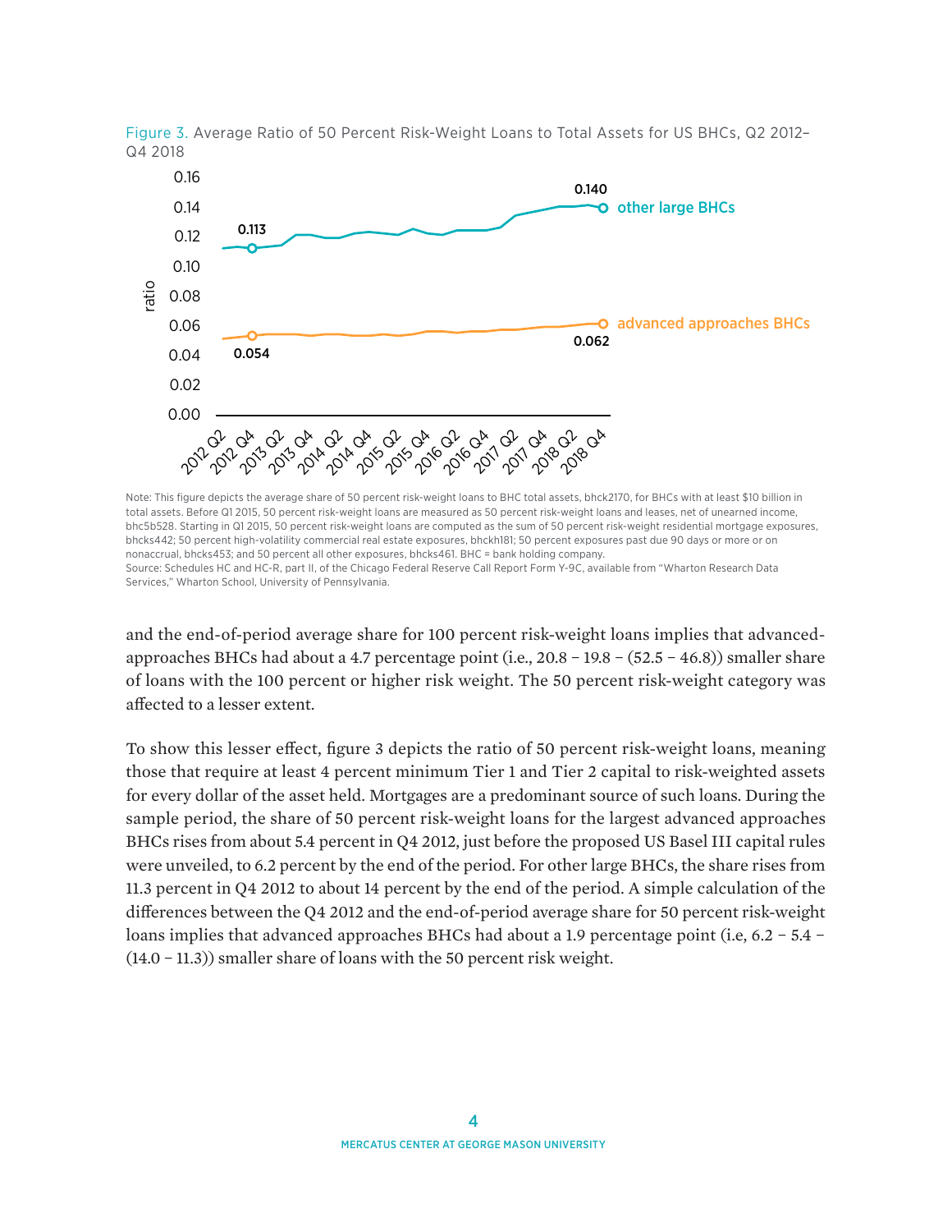Figure 3. Average Ratio of 50 Percent Risk-Weight Loans to Total Assets for US BHCs, Q2 2012–Q4 2018

Note: This figure depicts the average share of 50 percent risk-weight loans to BHC total assets, bhck2170, for BHCs with at least $10 billion in total assets. Before Q1 2015, 50 percent risk-weight loans are measured as 50 percent risk-weight loans and leases, net of unearned income, bhc5b528. Starting in Q1 2015, 50 percent risk-weight loans are computed as the sum of 50 percent risk-weight residential mortgage exposures, bhcks442; 50 percent high-volatility commercial real estate exposures, bhckh181; 50 percent exposures past due 90 days or more or on nonaccrual, bhcks453; and 50 percent all other exposures, bhcks461. BHC = bank holding company.
Source: Schedules HC and HC-R, part II, of the Chicago Federal Reserve Call Report Form Y-9C, available from "Wharton Research Data Services," Wharton School, University of Pennsylvania.

and the end-of-period average share for 100 percent risk-weight loans implies that advanced-approaches BHCs had about a 4.7 percentage point (i.e., 20.8 − 19.8 − (52.5 − 46.8)) smaller share of loans with the 100 percent or higher risk weight. The 50 percent risk-weight category was affected to a lesser extent.

To show this lesser effect, figure 3 depicts the ratio of 50 percent risk-weight loans, meaning those that require at least 4 percent minimum Tier 1 and Tier 2 capital to risk-weighted assets for every dollar of the asset held. Mortgages are a predominant source of such loans. During the sample period, the share of 50 percent risk-weight loans for the largest advanced approaches BHCs rises from about 5.4 percent in Q4 2012, just before the proposed US Basel III capital rules were unveiled, to 6.2 percent by the end of the period. For other large BHCs, the share rises from 11.3 percent in Q4 2012 to about 14 percent by the end of the period. A simple calculation of the differences between the Q4 2012 and the end-of-period average share for 50 percent risk-weight loans implies that advanced approaches BHCs had about a 1.9 percentage point (i.e, 6.2 − 5.4 − (14.0 − 11.3)) smaller share of loans with the 50 percent risk weight.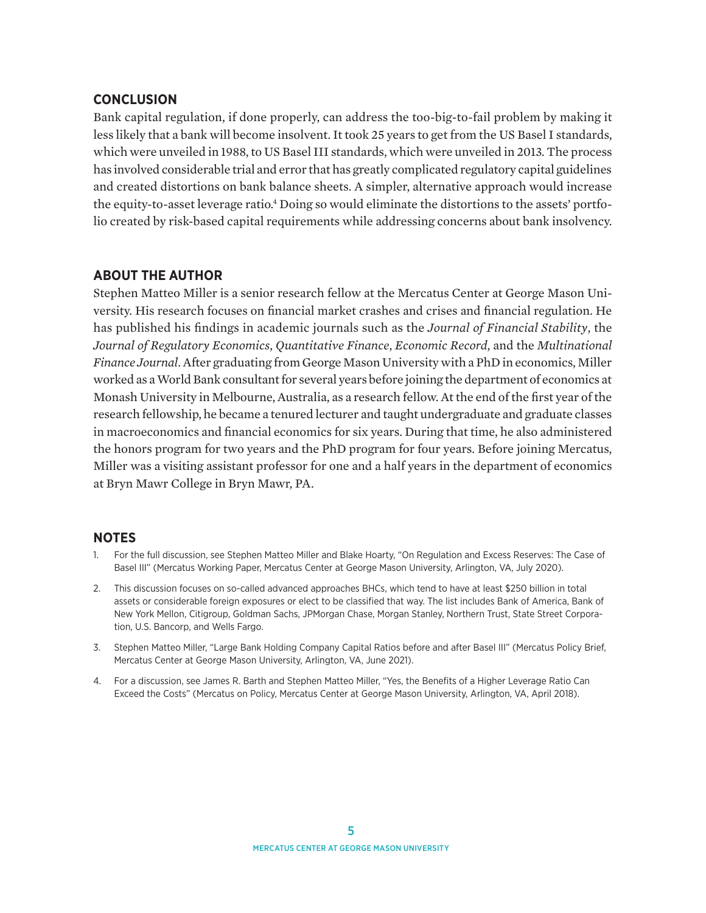## CONCLUSION

Bank capital regulation, if done properly, can address the too-big-to-fail problem by making it less likely that a bank will become insolvent. It took 25 years to get from the US Basel I standards, which were unveiled in 1988, to US Basel III standards, which were unveiled in 2013. The process has involved considerable trial and error that has greatly complicated regulatory capital guidelines and created distortions on bank balance sheets. A simpler, alternative approach would increase the equity-to-asset leverage ratio.[4] Doing so would eliminate the distortions to the assets' portfolio created by risk-based capital requirements while addressing concerns about bank insolvency.

## ABOUT THE AUTHOR

Stephen Matteo Miller is a senior research fellow at the Mercatus Center at George Mason University. His research focuses on financial market crashes and crises and financial regulation. He has published his findings in academic journals such as the *Journal of Financial Stability*, the *Journal of Regulatory Economics*, *Quantitative Finance*, *Economic Record*, and the *Multinational Finance Journal*. After graduating from George Mason University with a PhD in economics, Miller worked as a World Bank consultant for several years before joining the department of economics at Monash University in Melbourne, Australia, as a research fellow. At the end of the first year of the research fellowship, he became a tenured lecturer and taught undergraduate and graduate classes in macroeconomics and financial economics for six years. During that time, he also administered the honors program for two years and the PhD program for four years. Before joining Mercatus, Miller was a visiting assistant professor for one and a half years in the department of economics at Bryn Mawr College in Bryn Mawr, PA.

## NOTES

1. For the full discussion, see Stephen Matteo Miller and Blake Hoarty, "On Regulation and Excess Reserves: The Case of Basel III" (Mercatus Working Paper, Mercatus Center at George Mason University, Arlington, VA, July 2020).
2. This discussion focuses on so-called advanced approaches BHCs, which tend to have at least $250 billion in total assets or considerable foreign exposures or elect to be classified that way. The list includes Bank of America, Bank of New York Mellon, Citigroup, Goldman Sachs, JPMorgan Chase, Morgan Stanley, Northern Trust, State Street Corporation, U.S. Bancorp, and Wells Fargo.
3. Stephen Matteo Miller, "Large Bank Holding Company Capital Ratios before and after Basel III" (Mercatus Policy Brief, Mercatus Center at George Mason University, Arlington, VA, June 2021).
4. For a discussion, see James R. Barth and Stephen Matteo Miller, "Yes, the Benefits of a Higher Leverage Ratio Can Exceed the Costs" (Mercatus on Policy, Mercatus Center at George Mason University, Arlington, VA, April 2018).